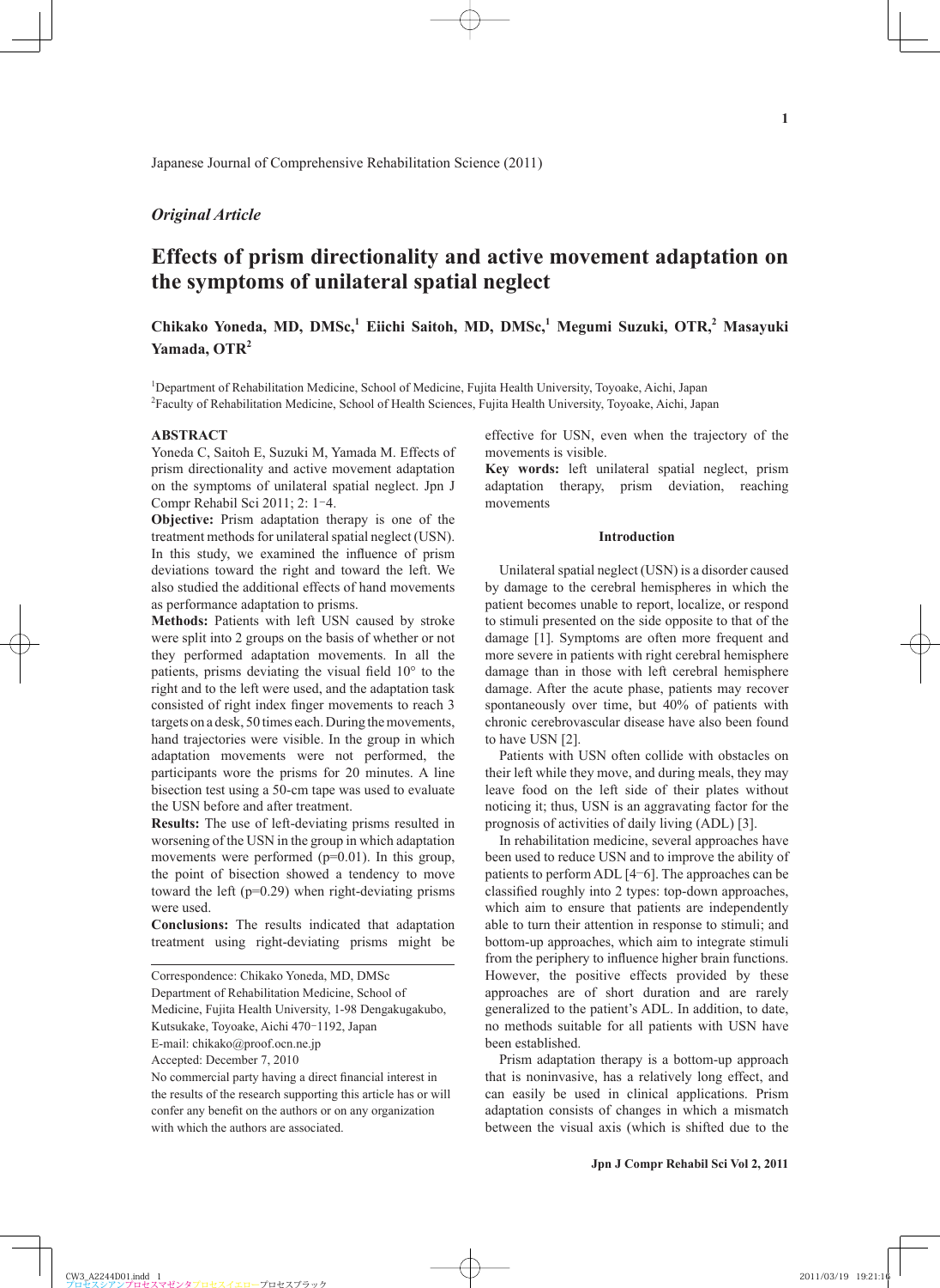Japanese Journal of Comprehensive Rehabilitation Science (2011)

*Original Article*

# Effects of prism directionality and active movement adaptation on the symptoms of unilateral spatial neglect

**Chikako Yoneda, MD, DMSc,[1] Eiichi Saitoh, MD, DMSc,[1] Megumi Suzuki, OTR,[2] Masayuki Yamada, OTR[2]**

[1]Department of Rehabilitation Medicine, School of Medicine, Fujita Health University, Toyoake, Aichi, Japan
[2]Faculty of Rehabilitation Medicine, School of Health Sciences, Fujita Health University, Toyoake, Aichi, Japan

## ABSTRACT

Yoneda C, Saitoh E, Suzuki M, Yamada M. Effects of prism directionality and active movement adaptation on the symptoms of unilateral spatial neglect. Jpn J Compr Rehabil Sci 2011; 2: 1-4.

**Objective:** Prism adaptation therapy is one of the treatment methods for unilateral spatial neglect (USN). In this study, we examined the influence of prism deviations toward the right and toward the left. We also studied the additional effects of hand movements as performance adaptation to prisms.

**Methods:** Patients with left USN caused by stroke were split into 2 groups on the basis of whether or not they performed adaptation movements. In all the patients, prisms deviating the visual field 10° to the right and to the left were used, and the adaptation task consisted of right index finger movements to reach 3 targets on a desk, 50 times each. During the movements, hand trajectories were visible. In the group in which adaptation movements were not performed, the participants wore the prisms for 20 minutes. A line bisection test using a 50-cm tape was used to evaluate the USN before and after treatment.

**Results:** The use of left-deviating prisms resulted in worsening of the USN in the group in which adaptation movements were performed ($p=0.01$). In this group, the point of bisection showed a tendency to move toward the left ($p=0.29$) when right-deviating prisms were used.

**Conclusions:** The results indicated that adaptation treatment using right-deviating prisms might be effective for USN, even when the trajectory of the movements is visible.

**Key words:** left unilateral spatial neglect, prism adaptation therapy, prism deviation, reaching movements

Correspondence: Chikako Yoneda, MD, DMSc
Department of Rehabilitation Medicine, School of Medicine, Fujita Health University, 1-98 Dengakugakubo, Kutsukake, Toyoake, Aichi 470-1192, Japan
E-mail: chikako@proof.ocn.ne.jp
Accepted: December 7, 2010
No commercial party having a direct financial interest in the results of the research supporting this article has or will confer any benefit on the authors or on any organization with which the authors are associated.

## Introduction

Unilateral spatial neglect (USN) is a disorder caused by damage to the cerebral hemispheres in which the patient becomes unable to report, localize, or respond to stimuli presented on the side opposite to that of the damage [1]. Symptoms are often more frequent and more severe in patients with right cerebral hemisphere damage than in those with left cerebral hemisphere damage. After the acute phase, patients may recover spontaneously over time, but 40% of patients with chronic cerebrovascular disease have also been found to have USN [2].

Patients with USN often collide with obstacles on their left while they move, and during meals, they may leave food on the left side of their plates without noticing it; thus, USN is an aggravating factor for the prognosis of activities of daily living (ADL) [3].

In rehabilitation medicine, several approaches have been used to reduce USN and to improve the ability of patients to perform ADL [4-6]. The approaches can be classified roughly into 2 types: top-down approaches, which aim to ensure that patients are independently able to turn their attention in response to stimuli; and bottom-up approaches, which aim to integrate stimuli from the periphery to influence higher brain functions. However, the positive effects provided by these approaches are of short duration and are rarely generalized to the patient's ADL. In addition, to date, no methods suitable for all patients with USN have been established.

Prism adaptation therapy is a bottom-up approach that is noninvasive, has a relatively long effect, and can easily be used in clinical applications. Prism adaptation consists of changes in which a mismatch between the visual axis (which is shifted due to the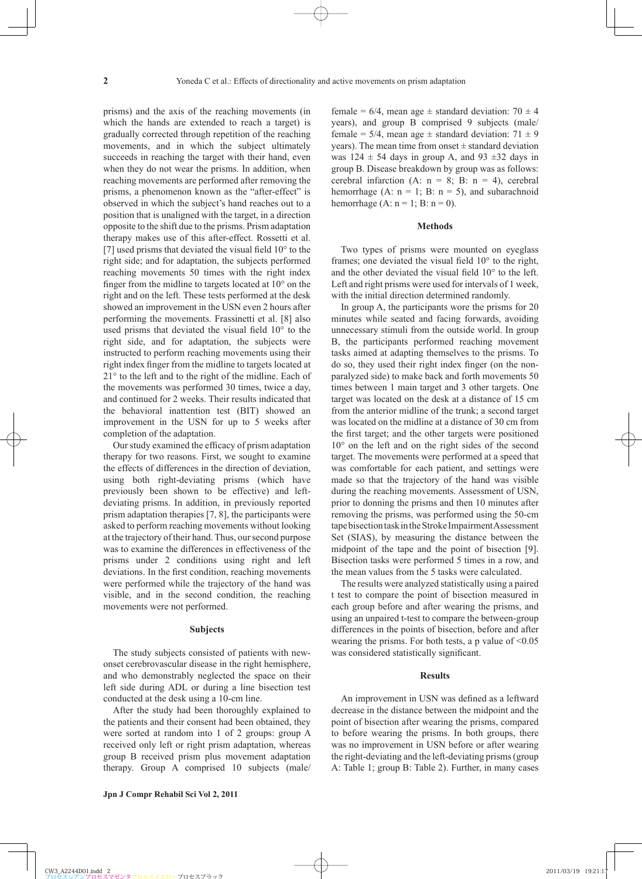prisms) and the axis of the reaching movements (in which the hands are extended to reach a target) is gradually corrected through repetition of the reaching movements, and in which the subject ultimately succeeds in reaching the target with their hand, even when they do not wear the prisms. In addition, when reaching movements are performed after removing the prisms, a phenomenon known as the "after-effect" is observed in which the subject's hand reaches out to a position that is unaligned with the target, in a direction opposite to the shift due to the prisms. Prism adaptation therapy makes use of this after-effect. Rossetti et al. [7] used prisms that deviated the visual field 10° to the right side; and for adaptation, the subjects performed reaching movements 50 times with the right index finger from the midline to targets located at 10° on the right and on the left. These tests performed at the desk showed an improvement in the USN even 2 hours after performing the movements. Frassinetti et al. [8] also used prisms that deviated the visual field 10° to the right side, and for adaptation, the subjects were instructed to perform reaching movements using their right index finger from the midline to targets located at 21° to the left and to the right of the midline. Each of the movements was performed 30 times, twice a day, and continued for 2 weeks. Their results indicated that the behavioral inattention test (BIT) showed an improvement in the USN for up to 5 weeks after completion of the adaptation.

Our study examined the efficacy of prism adaptation therapy for two reasons. First, we sought to examine the effects of differences in the direction of deviation, using both right-deviating prisms (which have previously been shown to be effective) and left-deviating prisms. In addition, in previously reported prism adaptation therapies [7, 8], the participants were asked to perform reaching movements without looking at the trajectory of their hand. Thus, our second purpose was to examine the differences in effectiveness of the prisms under 2 conditions using right and left deviations. In the first condition, reaching movements were performed while the trajectory of the hand was visible, and in the second condition, the reaching movements were not performed.

## Subjects

The study subjects consisted of patients with new-onset cerebrovascular disease in the right hemisphere, and who demonstrably neglected the space on their left side during ADL or during a line bisection test conducted at the desk using a 10-cm line.

After the study had been thoroughly explained to the patients and their consent had been obtained, they were sorted at random into 1 of 2 groups: group A received only left or right prism adaptation, whereas group B received prism plus movement adaptation therapy. Group A comprised 10 subjects (male/female = 6/4, mean age ± standard deviation: 70 ± 4 years), and group B comprised 9 subjects (male/female = 5/4, mean age ± standard deviation: 71 ± 9 years). The mean time from onset ± standard deviation was 124 ± 54 days in group A, and 93 ±32 days in group B. Disease breakdown by group was as follows: cerebral infarction (A: n = 8; B: n = 4), cerebral hemorrhage (A: n = 1; B: n = 5), and subarachnoid hemorrhage (A: n = 1; B: n = 0).

## Methods

Two types of prisms were mounted on eyeglass frames; one deviated the visual field 10° to the right, and the other deviated the visual field 10° to the left. Left and right prisms were used for intervals of 1 week, with the initial direction determined randomly.

In group A, the participants wore the prisms for 20 minutes while seated and facing forwards, avoiding unnecessary stimuli from the outside world. In group B, the participants performed reaching movement tasks aimed at adapting themselves to the prisms. To do so, they used their right index finger (on the non-paralyzed side) to make back and forth movements 50 times between 1 main target and 3 other targets. One target was located on the desk at a distance of 15 cm from the anterior midline of the trunk; a second target was located on the midline at a distance of 30 cm from the first target; and the other targets were positioned 10° on the left and on the right sides of the second target. The movements were performed at a speed that was comfortable for each patient, and settings were made so that the trajectory of the hand was visible during the reaching movements. Assessment of USN, prior to donning the prisms and then 10 minutes after removing the prisms, was performed using the 50-cm tape bisection task in the Stroke Impairment Assessment Set (SIAS), by measuring the distance between the midpoint of the tape and the point of bisection [9]. Bisection tasks were performed 5 times in a row, and the mean values from the 5 tasks were calculated.

The results were analyzed statistically using a paired t test to compare the point of bisection measured in each group before and after wearing the prisms, and using an unpaired t-test to compare the between-group differences in the points of bisection, before and after wearing the prisms. For both tests, a p value of $<0.05$ was considered statistically significant.

## Results

An improvement in USN was defined as a leftward decrease in the distance between the midpoint and the point of bisection after wearing the prisms, compared to before wearing the prisms. In both groups, there was no improvement in USN before or after wearing the right-deviating and the left-deviating prisms (group A: Table 1; group B: Table 2). Further, in many cases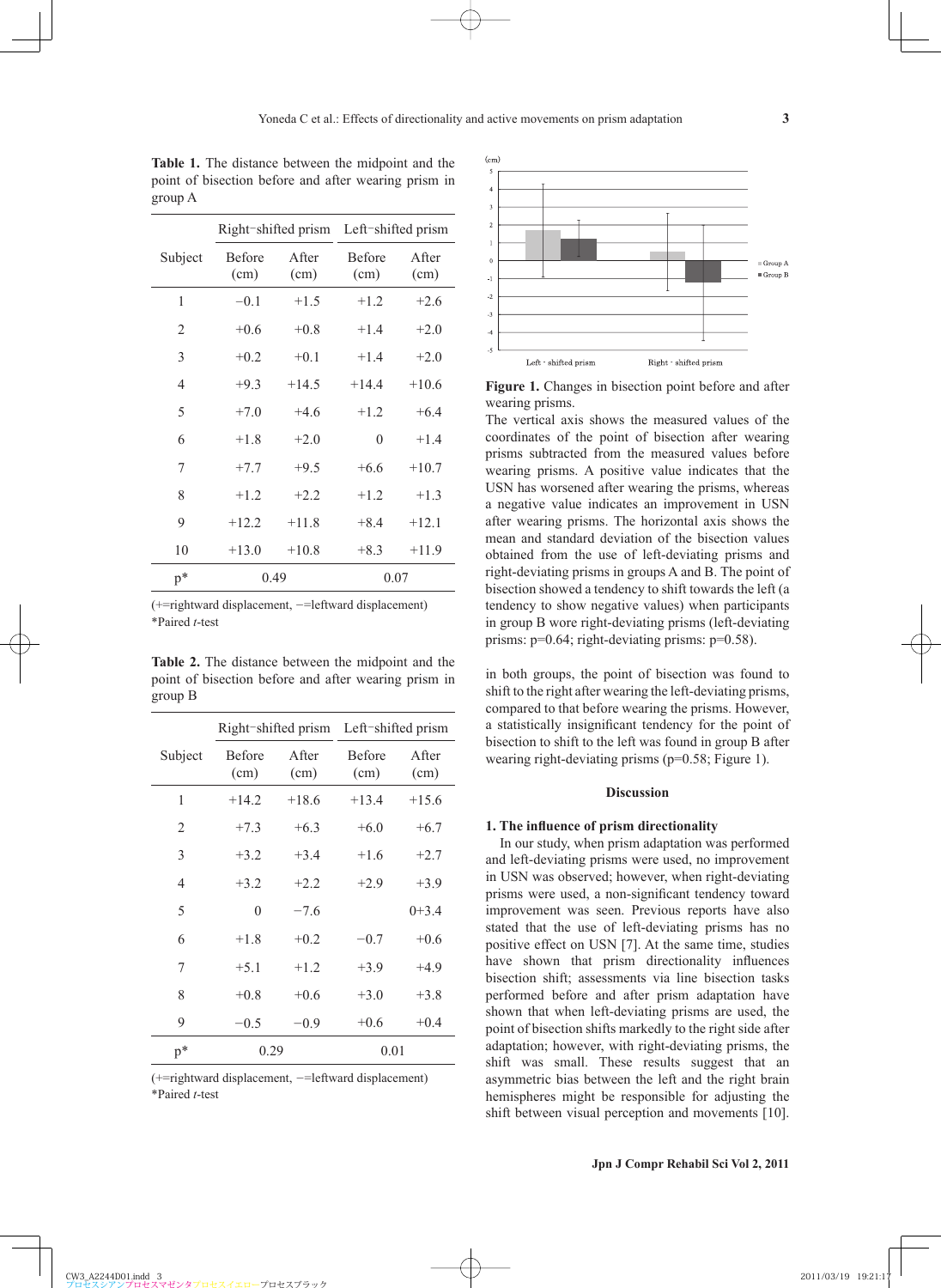**Table 1.** The distance between the midpoint and the point of bisection before and after wearing prism in group A

| Subject | Right-shifted prism | | Left-shifted prism | |
|---|---|---|---|---|
| | Before (cm) | After (cm) | Before (cm) | After (cm) |
| 1 | −0.1 | +1.5 | +1.2 | +2.6 |
| 2 | +0.6 | +0.8 | +1.4 | +2.0 |
| 3 | +0.2 | +0.1 | +1.4 | +2.0 |
| 4 | +9.3 | +14.5 | +14.4 | +10.6 |
| 5 | +7.0 | +4.6 | +1.2 | +6.4 |
| 6 | +1.8 | +2.0 | 0 | +1.4 |
| 7 | +7.7 | +9.5 | +6.6 | +10.7 |
| 8 | +1.2 | +2.2 | +1.2 | +1.3 |
| 9 | +12.2 | +11.8 | +8.4 | +12.1 |
| 10 | +13.0 | +10.8 | +8.3 | +11.9 |
| p* | 0.49 | | 0.07 | |

(+=rightward displacement, −=leftward displacement)
*Paired *t*-test

**Table 2.** The distance between the midpoint and the point of bisection before and after wearing prism in group B

| Subject | Right-shifted prism | | Left-shifted prism | |
|---|---|---|---|---|
| | Before (cm) | After (cm) | Before (cm) | After (cm) |
| 1 | +14.2 | +18.6 | +13.4 | +15.6 |
| 2 | +7.3 | +6.3 | +6.0 | +6.7 |
| 3 | +3.2 | +3.4 | +1.6 | +2.7 |
| 4 | +3.2 | +2.2 | +2.9 | +3.9 |
| 5 | 0 | −7.6 | | 0+3.4 |
| 6 | +1.8 | +0.2 | −0.7 | +0.6 |
| 7 | +5.1 | +1.2 | +3.9 | +4.9 |
| 8 | +0.8 | +0.6 | +3.0 | +3.8 |
| 9 | −0.5 | −0.9 | +0.6 | +0.4 |
| p* | 0.29 | | 0.01 | |

(+=rightward displacement, −=leftward displacement)
*Paired *t*-test

**Figure 1.** Changes in bisection point before and after wearing prisms.
The vertical axis shows the measured values of the coordinates of the point of bisection after wearing prisms subtracted from the measured values before wearing prisms. A positive value indicates that the USN has worsened after wearing the prisms, whereas a negative value indicates an improvement in USN after wearing prisms. The horizontal axis shows the mean and standard deviation of the bisection values obtained from the use of left-deviating prisms and right-deviating prisms in groups A and B. The point of bisection showed a tendency to shift towards the left (a tendency to show negative values) when participants in group B wore right-deviating prisms (left-deviating prisms: p=0.64; right-deviating prisms: p=0.58).

in both groups, the point of bisection was found to shift to the right after wearing the left-deviating prisms, compared to that before wearing the prisms. However, a statistically insignificant tendency for the point of bisection to shift to the left was found in group B after wearing right-deviating prisms (p=0.58; Figure 1).

## Discussion

### 1. The influence of prism directionality

In our study, when prism adaptation was performed and left-deviating prisms were used, no improvement in USN was observed; however, when right-deviating prisms were used, a non-significant tendency toward improvement was seen. Previous reports have also stated that the use of left-deviating prisms has no positive effect on USN [7]. At the same time, studies have shown that prism directionality influences bisection shift; assessments via line bisection tasks performed before and after prism adaptation have shown that when left-deviating prisms are used, the point of bisection shifts markedly to the right side after adaptation; however, with right-deviating prisms, the shift was small. These results suggest that an asymmetric bias between the left and the right brain hemispheres might be responsible for adjusting the shift between visual perception and movements [10].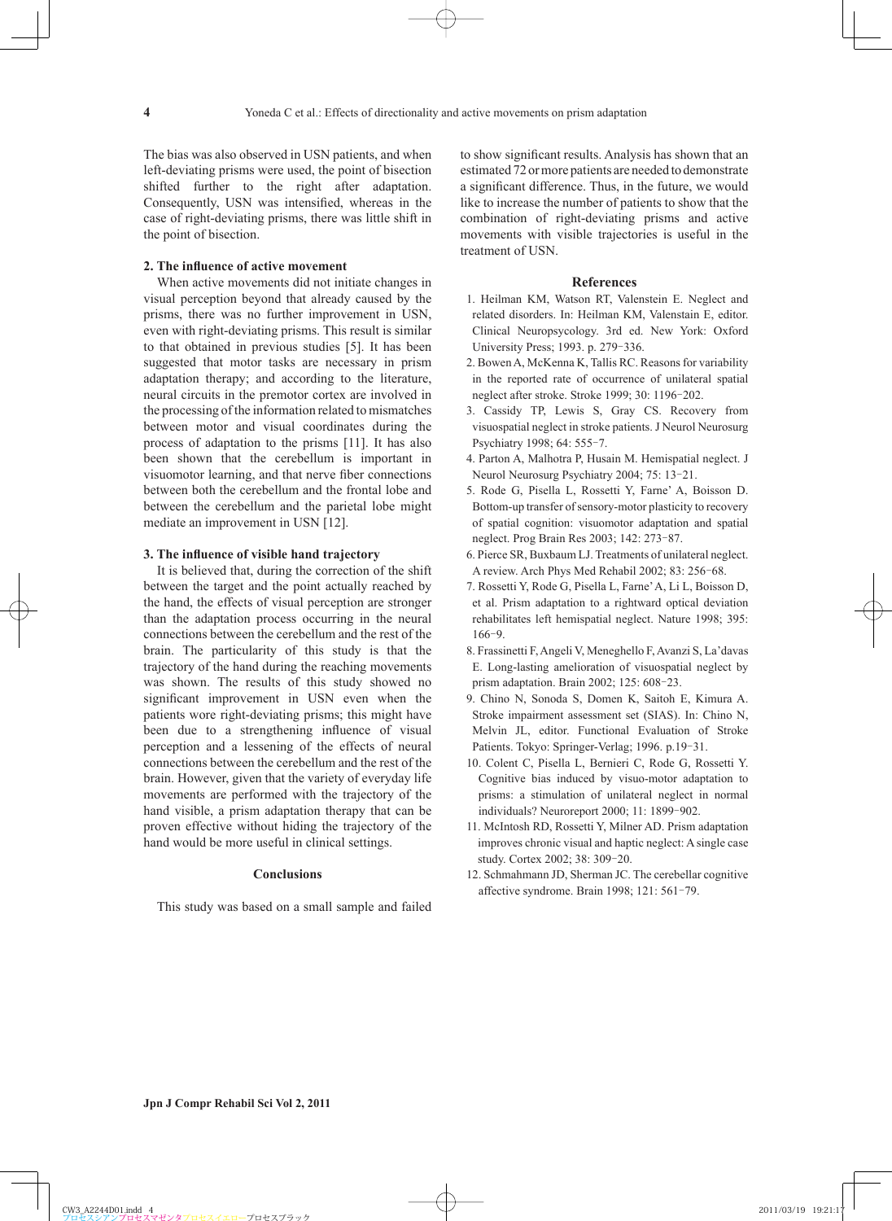The bias was also observed in USN patients, and when left-deviating prisms were used, the point of bisection shifted further to the right after adaptation. Consequently, USN was intensified, whereas in the case of right-deviating prisms, there was little shift in the point of bisection.

### 2. The influence of active movement

When active movements did not initiate changes in visual perception beyond that already caused by the prisms, there was no further improvement in USN, even with right-deviating prisms. This result is similar to that obtained in previous studies [5]. It has been suggested that motor tasks are necessary in prism adaptation therapy; and according to the literature, neural circuits in the premotor cortex are involved in the processing of the information related to mismatches between motor and visual coordinates during the process of adaptation to the prisms [11]. It has also been shown that the cerebellum is important in visuomotor learning, and that nerve fiber connections between both the cerebellum and the frontal lobe and between the cerebellum and the parietal lobe might mediate an improvement in USN [12].

### 3. The influence of visible hand trajectory

It is believed that, during the correction of the shift between the target and the point actually reached by the hand, the effects of visual perception are stronger than the adaptation process occurring in the neural connections between the cerebellum and the rest of the brain. The particularity of this study is that the trajectory of the hand during the reaching movements was shown. The results of this study showed no significant improvement in USN even when the patients wore right-deviating prisms; this might have been due to a strengthening influence of visual perception and a lessening of the effects of neural connections between the cerebellum and the rest of the brain. However, given that the variety of everyday life movements are performed with the trajectory of the hand visible, a prism adaptation therapy that can be proven effective without hiding the trajectory of the hand would be more useful in clinical settings.

## Conclusions

This study was based on a small sample and failed to show significant results. Analysis has shown that an estimated 72 or more patients are needed to demonstrate a significant difference. Thus, in the future, we would like to increase the number of patients to show that the combination of right-deviating prisms and active movements with visible trajectories is useful in the treatment of USN.

## References

1. Heilman KM, Watson RT, Valenstein E. Neglect and related disorders. In: Heilman KM, Valenstain E, editor. Clinical Neuropsycology. 3rd ed. New York: Oxford University Press; 1993. p. 279-336.
2. Bowen A, McKenna K, Tallis RC. Reasons for variability in the reported rate of occurrence of unilateral spatial neglect after stroke. Stroke 1999; 30: 1196-202.
3. Cassidy TP, Lewis S, Gray CS. Recovery from visuospatial neglect in stroke patients. J Neurol Neurosurg Psychiatry 1998; 64: 555-7.
4. Parton A, Malhotra P, Husain M. Hemispatial neglect. J Neurol Neurosurg Psychiatry 2004; 75: 13-21.
5. Rode G, Pisella L, Rossetti Y, Farne' A, Boisson D. Bottom-up transfer of sensory-motor plasticity to recovery of spatial cognition: visuomotor adaptation and spatial neglect. Prog Brain Res 2003; 142: 273-87.
6. Pierce SR, Buxbaum LJ. Treatments of unilateral neglect. A review. Arch Phys Med Rehabil 2002; 83: 256-68.
7. Rossetti Y, Rode G, Pisella L, Farne' A, Li L, Boisson D, et al. Prism adaptation to a rightward optical deviation rehabilitates left hemispatial neglect. Nature 1998; 395: 166-9.
8. Frassinetti F, Angeli V, Meneghello F, Avanzi S, La'davas E. Long-lasting amelioration of visuospatial neglect by prism adaptation. Brain 2002; 125: 608-23.
9. Chino N, Sonoda S, Domen K, Saitoh E, Kimura A. Stroke impairment assessment set (SIAS). In: Chino N, Melvin JL, editor. Functional Evaluation of Stroke Patients. Tokyo: Springer-Verlag; 1996. p.19-31.
10. Colent C, Pisella L, Bernieri C, Rode G, Rossetti Y. Cognitive bias induced by visuo-motor adaptation to prisms: a stimulation of unilateral neglect in normal individuals? Neuroreport 2000; 11: 1899-902.
11. McIntosh RD, Rossetti Y, Milner AD. Prism adaptation improves chronic visual and haptic neglect: A single case study. Cortex 2002; 38: 309-20.
12. Schmahmann JD, Sherman JC. The cerebellar cognitive affective syndrome. Brain 1998; 121: 561-79.